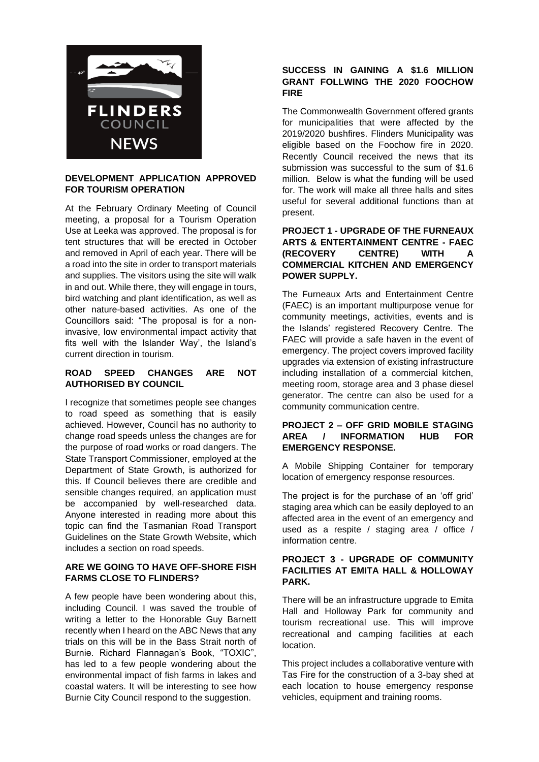FLINDERS COUNCIL NEWS

## DEVELOPMENT APPLICATION APPROVED FOR TOURISM OPERATION

At the February Ordinary Meeting of Council meeting, a proposal for a Tourism Operation Use at Leeka was approved. The proposal is for tent structures that will be erected in October and removed in April of each year. There will be a road into the site in order to transport materials and supplies. The visitors using the site will walk in and out. While there, they will engage in tours, bird watching and plant identification, as well as other nature-based activities. As one of the Councillors said: "The proposal is for a non-invasive, low environmental impact activity that fits well with the Islander Way', the Island's current direction in tourism.

## ROAD SPEED CHANGES ARE NOT AUTHORISED BY COUNCIL

I recognize that sometimes people see changes to road speed as something that is easily achieved. However, Council has no authority to change road speeds unless the changes are for the purpose of road works or road dangers. The State Transport Commissioner, employed at the Department of State Growth, is authorized for this. If Council believes there are credible and sensible changes required, an application must be accompanied by well-researched data. Anyone interested in reading more about this topic can find the Tasmanian Road Transport Guidelines on the State Growth Website, which includes a section on road speeds.

## ARE WE GOING TO HAVE OFF-SHORE FISH FARMS CLOSE TO FLINDERS?

A few people have been wondering about this, including Council. I was saved the trouble of writing a letter to the Honorable Guy Barnett recently when I heard on the ABC News that any trials on this will be in the Bass Strait north of Burnie. Richard Flannagan's Book, "TOXIC", has led to a few people wondering about the environmental impact of fish farms in lakes and coastal waters. It will be interesting to see how Burnie City Council respond to the suggestion.

## SUCCESS IN GAINING A $1.6 MILLION GRANT FOLLWING THE 2020 FOOCHOW FIRE

The Commonwealth Government offered grants for municipalities that were affected by the 2019/2020 bushfires. Flinders Municipality was eligible based on the Foochow fire in 2020. Recently Council received the news that its submission was successful to the sum of $1.6 million. Below is what the funding will be used for. The work will make all three halls and sites useful for several additional functions than at present.

### PROJECT 1 - UPGRADE OF THE FURNEAUX ARTS & ENTERTAINMENT CENTRE - FAEC (RECOVERY CENTRE) WITH A COMMERCIAL KITCHEN AND EMERGENCY POWER SUPPLY.

The Furneaux Arts and Entertainment Centre (FAEC) is an important multipurpose venue for community meetings, activities, events and is the Islands' registered Recovery Centre. The FAEC will provide a safe haven in the event of emergency. The project covers improved facility upgrades via extension of existing infrastructure including installation of a commercial kitchen, meeting room, storage area and 3 phase diesel generator. The centre can also be used for a community communication centre.

### PROJECT 2 – OFF GRID MOBILE STAGING AREA / INFORMATION HUB FOR EMERGENCY RESPONSE.

A Mobile Shipping Container for temporary location of emergency response resources.

The project is for the purchase of an 'off grid' staging area which can be easily deployed to an affected area in the event of an emergency and used as a respite / staging area / office / information centre.

### PROJECT 3 - UPGRADE OF COMMUNITY FACILITIES AT EMITA HALL & HOLLOWAY PARK.

There will be an infrastructure upgrade to Emita Hall and Holloway Park for community and tourism recreational use. This will improve recreational and camping facilities at each location.

This project includes a collaborative venture with Tas Fire for the construction of a 3-bay shed at each location to house emergency response vehicles, equipment and training rooms.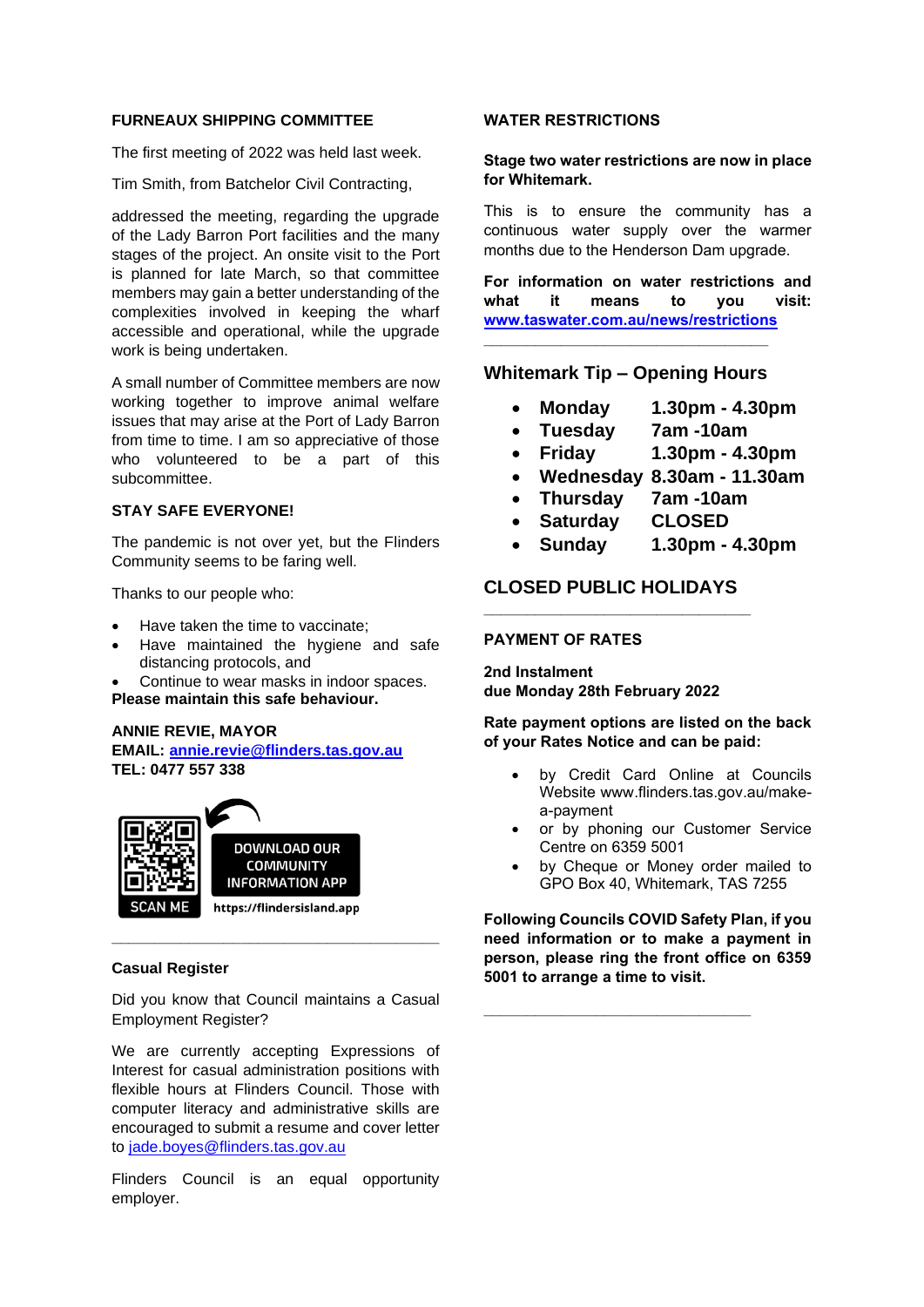## FURNEAUX SHIPPING COMMITTEE

The first meeting of 2022 was held last week.

Tim Smith, from Batchelor Civil Contracting,

addressed the meeting, regarding the upgrade of the Lady Barron Port facilities and the many stages of the project. An onsite visit to the Port is planned for late March, so that committee members may gain a better understanding of the complexities involved in keeping the wharf accessible and operational, while the upgrade work is being undertaken.

A small number of Committee members are now working together to improve animal welfare issues that may arise at the Port of Lady Barron from time to time. I am so appreciative of those who volunteered to be a part of this subcommittee.

## STAY SAFE EVERYONE!

The pandemic is not over yet, but the Flinders Community seems to be faring well.

Thanks to our people who:

- Have taken the time to vaccinate;
- Have maintained the hygiene and safe distancing protocols, and
- Continue to wear masks in indoor spaces.

**Please maintain this safe behaviour.**

**ANNIE REVIE, MAYOR**
**EMAIL: annie.revie@flinders.tas.gov.au**
**TEL: 0477 557 338**

SCAN ME

DOWNLOAD OUR COMMUNITY INFORMATION APP

https://flindersisland.app

---

### Casual Register

Did you know that Council maintains a Casual Employment Register?

We are currently accepting Expressions of Interest for casual administration positions with flexible hours at Flinders Council. Those with computer literacy and administrative skills are encouraged to submit a resume and cover letter to jade.boyes@flinders.tas.gov.au

Flinders Council is an equal opportunity employer.

## WATER RESTRICTIONS

**Stage two water restrictions are now in place for Whitemark.**

This is to ensure the community has a continuous water supply over the warmer months due to the Henderson Dam upgrade.

**For information on water restrictions and what it means to you visit: www.taswater.com.au/news/restrictions**

---

## Whitemark Tip – Opening Hours

- **Monday** **1.30pm - 4.30pm**
- **Tuesday** **7am -10am**
- **Friday** **1.30pm - 4.30pm**
- **Wednesday** **8.30am - 11.30am**
- **Thursday** **7am -10am**
- **Saturday** **CLOSED**
- **Sunday** **1.30pm - 4.30pm**

## CLOSED PUBLIC HOLIDAYS

---

## PAYMENT OF RATES

**2nd Instalment**
**due Monday 28th February 2022**

**Rate payment options are listed on the back of your Rates Notice and can be paid:**

- by Credit Card Online at Councils Website www.flinders.tas.gov.au/make-a-payment
- or by phoning our Customer Service Centre on 6359 5001
- by Cheque or Money order mailed to GPO Box 40, Whitemark, TAS 7255

**Following Councils COVID Safety Plan, if you need information or to make a payment in person, please ring the front office on 6359 5001 to arrange a time to visit.**

---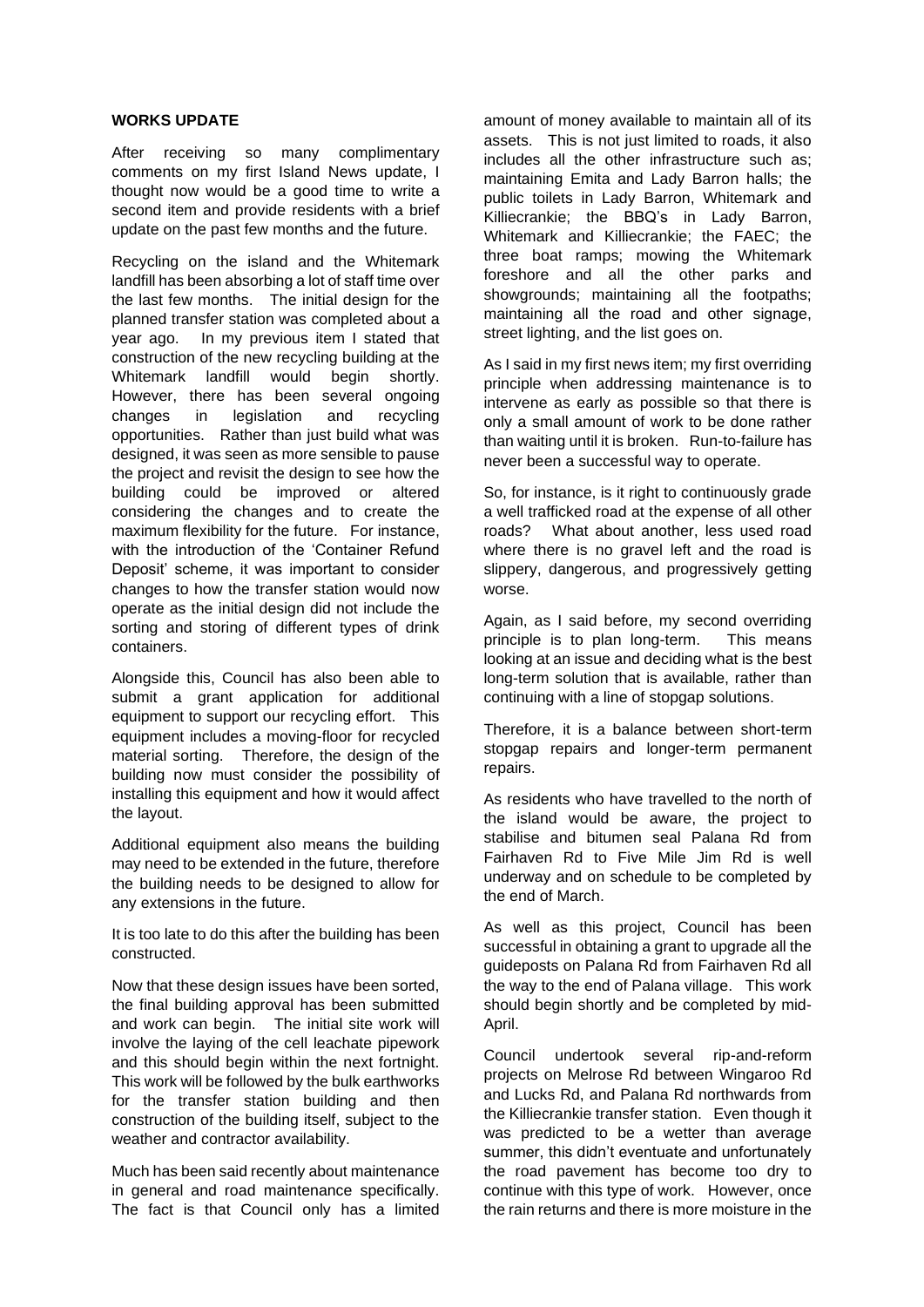**WORKS UPDATE**

After receiving so many complimentary comments on my first Island News update, I thought now would be a good time to write a second item and provide residents with a brief update on the past few months and the future.

Recycling on the island and the Whitemark landfill has been absorbing a lot of staff time over the last few months. The initial design for the planned transfer station was completed about a year ago. In my previous item I stated that construction of the new recycling building at the Whitemark landfill would begin shortly. However, there has been several ongoing changes in legislation and recycling opportunities. Rather than just build what was designed, it was seen as more sensible to pause the project and revisit the design to see how the building could be improved or altered considering the changes and to create the maximum flexibility for the future. For instance, with the introduction of the 'Container Refund Deposit' scheme, it was important to consider changes to how the transfer station would now operate as the initial design did not include the sorting and storing of different types of drink containers.

Alongside this, Council has also been able to submit a grant application for additional equipment to support our recycling effort. This equipment includes a moving-floor for recycled material sorting. Therefore, the design of the building now must consider the possibility of installing this equipment and how it would affect the layout.

Additional equipment also means the building may need to be extended in the future, therefore the building needs to be designed to allow for any extensions in the future.

It is too late to do this after the building has been constructed.

Now that these design issues have been sorted, the final building approval has been submitted and work can begin. The initial site work will involve the laying of the cell leachate pipework and this should begin within the next fortnight. This work will be followed by the bulk earthworks for the transfer station building and then construction of the building itself, subject to the weather and contractor availability.

Much has been said recently about maintenance in general and road maintenance specifically. The fact is that Council only has a limited amount of money available to maintain all of its assets. This is not just limited to roads, it also includes all the other infrastructure such as; maintaining Emita and Lady Barron halls; the public toilets in Lady Barron, Whitemark and Killiecrankie; the BBQ's in Lady Barron, Whitemark and Killiecrankie; the FAEC; the three boat ramps; mowing the Whitemark foreshore and all the other parks and showgrounds; maintaining all the footpaths; maintaining all the road and other signage, street lighting, and the list goes on.

As I said in my first news item; my first overriding principle when addressing maintenance is to intervene as early as possible so that there is only a small amount of work to be done rather than waiting until it is broken. Run-to-failure has never been a successful way to operate.

So, for instance, is it right to continuously grade a well trafficked road at the expense of all other roads? What about another, less used road where there is no gravel left and the road is slippery, dangerous, and progressively getting worse.

Again, as I said before, my second overriding principle is to plan long-term. This means looking at an issue and deciding what is the best long-term solution that is available, rather than continuing with a line of stopgap solutions.

Therefore, it is a balance between short-term stopgap repairs and longer-term permanent repairs.

As residents who have travelled to the north of the island would be aware, the project to stabilise and bitumen seal Palana Rd from Fairhaven Rd to Five Mile Jim Rd is well underway and on schedule to be completed by the end of March.

As well as this project, Council has been successful in obtaining a grant to upgrade all the guideposts on Palana Rd from Fairhaven Rd all the way to the end of Palana village. This work should begin shortly and be completed by mid-April.

Council undertook several rip-and-reform projects on Melrose Rd between Wingaroo Rd and Lucks Rd, and Palana Rd northwards from the Killiecrankie transfer station. Even though it was predicted to be a wetter than average summer, this didn't eventuate and unfortunately the road pavement has become too dry to continue with this type of work. However, once the rain returns and there is more moisture in the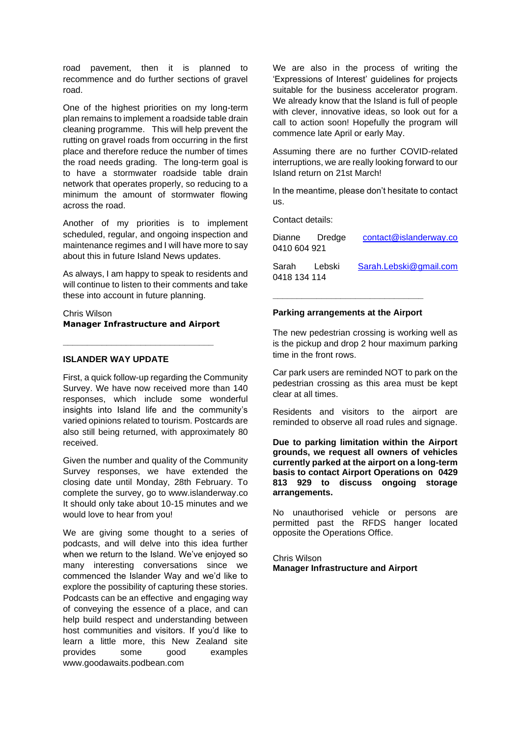road pavement, then it is planned to recommence and do further sections of gravel road.

One of the highest priorities on my long-term plan remains to implement a roadside table drain cleaning programme. This will help prevent the rutting on gravel roads from occurring in the first place and therefore reduce the number of times the road needs grading. The long-term goal is to have a stormwater roadside table drain network that operates properly, so reducing to a minimum the amount of stormwater flowing across the road.

Another of my priorities is to implement scheduled, regular, and ongoing inspection and maintenance regimes and I will have more to say about this in future Island News updates.

As always, I am happy to speak to residents and will continue to listen to their comments and take these into account in future planning.

Chris Wilson
**Manager Infrastructure and Airport**

---

**ISLANDER WAY UPDATE**

First, a quick follow-up regarding the Community Survey. We have now received more than 140 responses, which include some wonderful insights into Island life and the community's varied opinions related to tourism. Postcards are also still being returned, with approximately 80 received.

Given the number and quality of the Community Survey responses, we have extended the closing date until Monday, 28th February. To complete the survey, go to www.islanderway.co It should only take about 10-15 minutes and we would love to hear from you!

We are giving some thought to a series of podcasts, and will delve into this idea further when we return to the Island. We've enjoyed so many interesting conversations since we commenced the Islander Way and we'd like to explore the possibility of capturing these stories. Podcasts can be an effective and engaging way of conveying the essence of a place, and can help build respect and understanding between host communities and visitors. If you'd like to learn a little more, this New Zealand site provides some good examples www.goodawaits.podbean.com

We are also in the process of writing the 'Expressions of Interest' guidelines for projects suitable for the business accelerator program. We already know that the Island is full of people with clever, innovative ideas, so look out for a call to action soon! Hopefully the program will commence late April or early May.

Assuming there are no further COVID-related interruptions, we are really looking forward to our Island return on 21st March!

In the meantime, please don't hesitate to contact us.

Contact details:

Dianne Dredge contact@islanderway.co
0410 604 921

Sarah Lebski Sarah.Lebski@gmail.com
0418 134 114

---

**Parking arrangements at the Airport**

The new pedestrian crossing is working well as is the pickup and drop 2 hour maximum parking time in the front rows.

Car park users are reminded NOT to park on the pedestrian crossing as this area must be kept clear at all times.

Residents and visitors to the airport are reminded to observe all road rules and signage.

**Due to parking limitation within the Airport grounds, we request all owners of vehicles currently parked at the airport on a long-term basis to contact Airport Operations on 0429 813 929 to discuss ongoing storage arrangements.**

No unauthorised vehicle or persons are permitted past the RFDS hanger located opposite the Operations Office.

Chris Wilson
**Manager Infrastructure and Airport**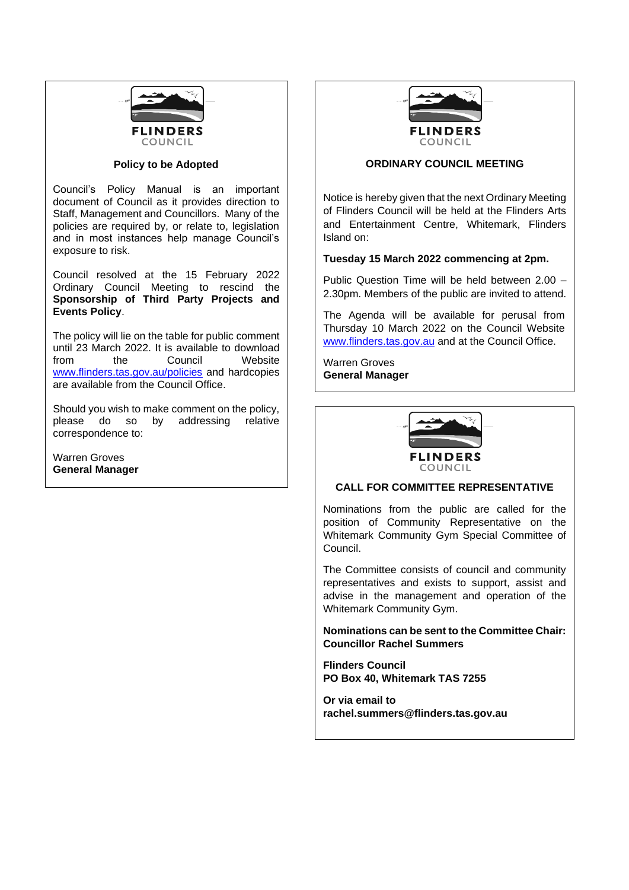FLINDERS
COUNCIL

## Policy to be Adopted

Council's Policy Manual is an important document of Council as it provides direction to Staff, Management and Councillors. Many of the policies are required by, or relate to, legislation and in most instances help manage Council's exposure to risk.

Council resolved at the 15 February 2022 Ordinary Council Meeting to rescind the **Sponsorship of Third Party Projects and Events Policy**.

The policy will lie on the table for public comment until 23 March 2022. It is available to download from the Council Website www.flinders.tas.gov.au/policies and hardcopies are available from the Council Office.

Should you wish to make comment on the policy, please do so by addressing relative correspondence to:

Warren Groves
**General Manager**

FLINDERS
COUNCIL

## ORDINARY COUNCIL MEETING

Notice is hereby given that the next Ordinary Meeting of Flinders Council will be held at the Flinders Arts and Entertainment Centre, Whitemark, Flinders Island on:

**Tuesday 15 March 2022 commencing at 2pm.**

Public Question Time will be held between 2.00 – 2.30pm. Members of the public are invited to attend.

The Agenda will be available for perusal from Thursday 10 March 2022 on the Council Website www.flinders.tas.gov.au and at the Council Office.

Warren Groves
**General Manager**

FLINDERS
COUNCIL

## CALL FOR COMMITTEE REPRESENTATIVE

Nominations from the public are called for the position of Community Representative on the Whitemark Community Gym Special Committee of Council.

The Committee consists of council and community representatives and exists to support, assist and advise in the management and operation of the Whitemark Community Gym.

**Nominations can be sent to the Committee Chair: Councillor Rachel Summers**

**Flinders Council**
**PO Box 40, Whitemark TAS 7255**

**Or via email to**
**rachel.summers@flinders.tas.gov.au**